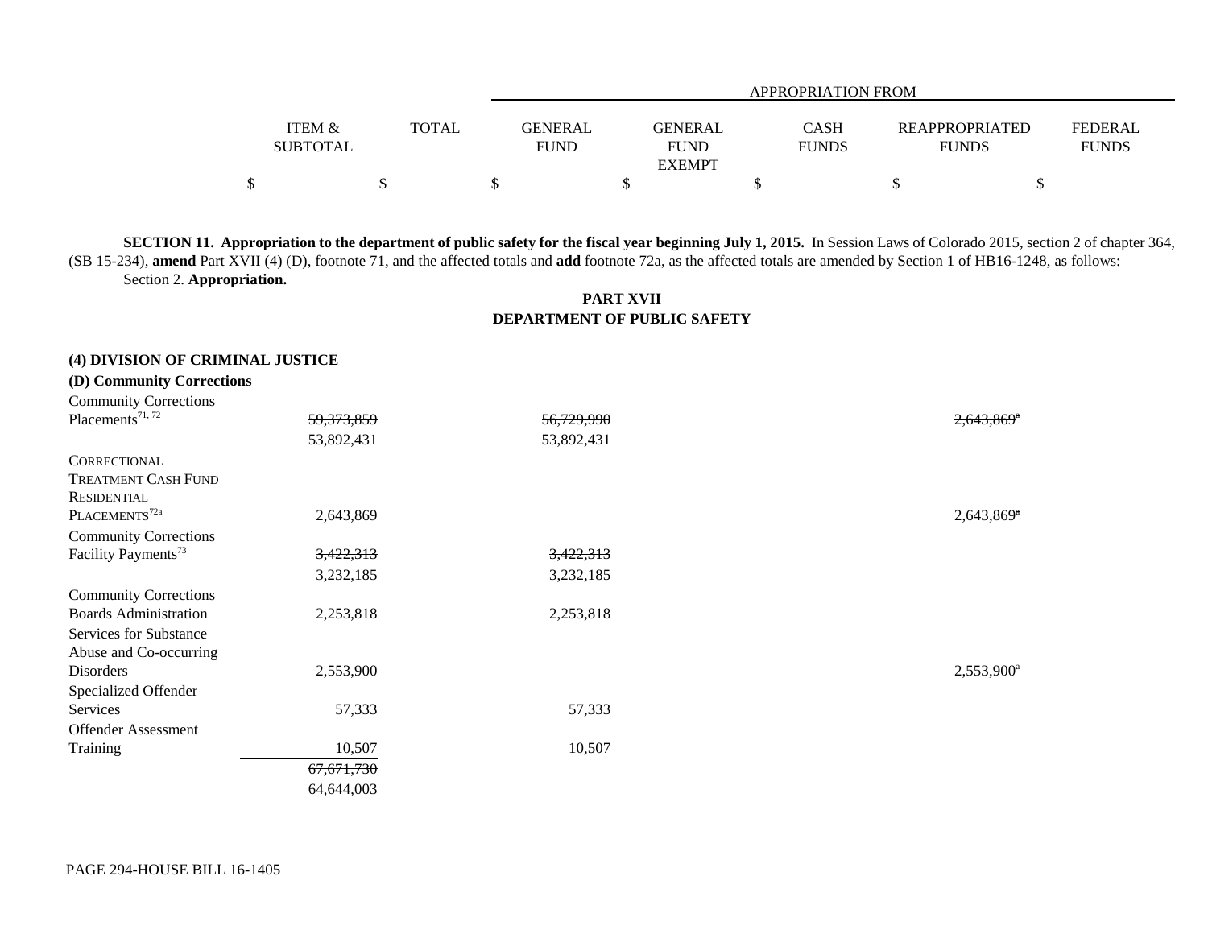| | ITEM & SUBTOTAL | TOTAL | APPROPRIATION FROM GENERAL FUND | GENERAL FUND EXEMPT | CASH FUNDS | REAPPROPRIATED FUNDS | FEDERAL FUNDS |
|---|---|---|---|---|---|---|---|
| | $ | $ | $ | $ | $ | $ | $ |

**SECTION 11. Appropriation to the department of public safety for the fiscal year beginning July 1, 2015.** In Session Laws of Colorado 2015, section 2 of chapter 364, (SB 15-234), **amend** Part XVII (4) (D), footnote 71, and the affected totals and **add** footnote 72a, as the affected totals are amended by Section 1 of HB16-1248, as follows:

Section 2. **Appropriation.**

**PART XVII**
**DEPARTMENT OF PUBLIC SAFETY**

**(4) DIVISION OF CRIMINAL JUSTICE**

**(D) Community Corrections**

| | ITEM & SUBTOTAL | TOTAL | GENERAL FUND | GENERAL FUND EXEMPT | CASH FUNDS | REAPPROPRIATED FUNDS | FEDERAL FUNDS |
|---|---|---|---|---|---|---|---|
| Community Corrections Placements[71, 72] | ~~59,373,859~~ 53,892,431 | | ~~56,729,990~~ 53,892,431 | | | ~~2,643,869~~[a] | |
| CORRECTIONAL TREATMENT CASH FUND RESIDENTIAL PLACEMENTS[72a] | 2,643,869 | | | | | 2,643,869[a] | |
| Community Corrections Facility Payments[73] | ~~3,422,313~~ 3,232,185 | | ~~3,422,313~~ 3,232,185 | | | | |
| Community Corrections Boards Administration | 2,253,818 | | 2,253,818 | | | | |
| Services for Substance Abuse and Co-occurring Disorders | 2,553,900 | | | | | 2,553,900[a] | |
| Specialized Offender Services | 57,333 | | 57,333 | | | | |
| Offender Assessment Training | 10,507 | | 10,507 | | | | |
| | ~~67,671,730~~ 64,644,003 | | | | | | |

PAGE 294-HOUSE BILL 16-1405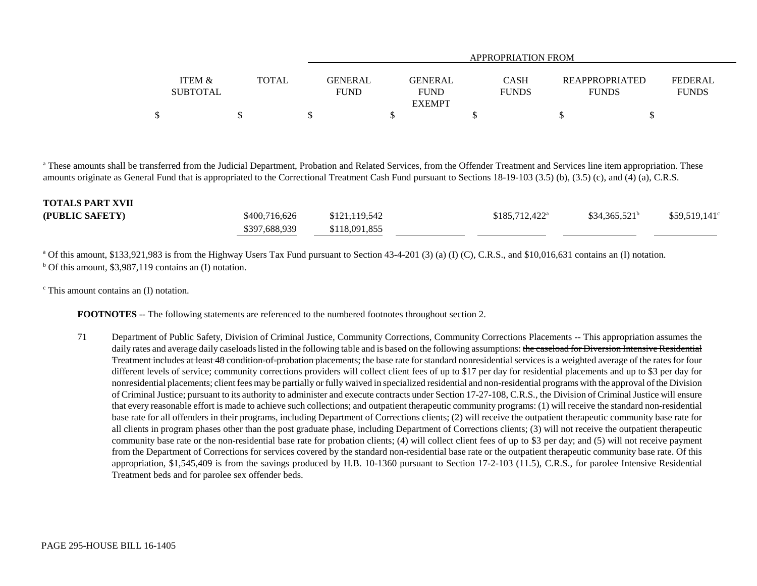| | ITEM & SUBTOTAL | TOTAL | APPROPRIATION FROM | | | | |
|---|---|---|---|---|---|---|---|
| | | | GENERAL FUND | GENERAL FUND EXEMPT | CASH FUNDS | REAPPROPRIATED FUNDS | FEDERAL FUNDS |
| | $ | $ | $ | $ | $ | $ | $ |

[a] These amounts shall be transferred from the Judicial Department, Probation and Related Services, from the Offender Treatment and Services line item appropriation. These amounts originate as General Fund that is appropriated to the Correctional Treatment Cash Fund pursuant to Sections 18-19-103 (3.5) (b), (3.5) (c), and (4) (a), C.R.S.

| | ITEM & SUBTOTAL | TOTAL | GENERAL FUND | GENERAL FUND EXEMPT | CASH FUNDS | REAPPROPRIATED FUNDS | FEDERAL FUNDS |
|---|---|---|---|---|---|---|---|
| **TOTALS PART XVII (PUBLIC SAFETY)** | | ~~$400,716,626~~ $397,688,939 | ~~$121,119,542~~ $118,091,855 | | $185,712,422[a] | $34,365,521[b] | $59,519,141[c] |

[a] Of this amount, $133,921,983 is from the Highway Users Tax Fund pursuant to Section 43-4-201 (3) (a) (I) (C), C.R.S., and $10,016,631 contains an (I) notation.
[b] Of this amount, $3,987,119 contains an (I) notation.

[c] This amount contains an (I) notation.

**FOOTNOTES** -- The following statements are referenced to the numbered footnotes throughout section 2.

71 Department of Public Safety, Division of Criminal Justice, Community Corrections, Community Corrections Placements -- This appropriation assumes the daily rates and average daily caseloads listed in the following table and is based on the following assumptions: ~~the caseload for Diversion Intensive Residential Treatment includes at least 48 condition-of-probation placements;~~ the base rate for standard nonresidential services is a weighted average of the rates for four different levels of service; community corrections providers will collect client fees of up to $17 per day for residential placements and up to $3 per day for nonresidential placements; client fees may be partially or fully waived in specialized residential and non-residential programs with the approval of the Division of Criminal Justice; pursuant to its authority to administer and execute contracts under Section 17-27-108, C.R.S., the Division of Criminal Justice will ensure that every reasonable effort is made to achieve such collections; and outpatient therapeutic community programs: (1) will receive the standard non-residential base rate for all offenders in their programs, including Department of Corrections clients; (2) will receive the outpatient therapeutic community base rate for all clients in program phases other than the post graduate phase, including Department of Corrections clients; (3) will not receive the outpatient therapeutic community base rate or the non-residential base rate for probation clients; (4) will collect client fees of up to $3 per day; and (5) will not receive payment from the Department of Corrections for services covered by the standard non-residential base rate or the outpatient therapeutic community base rate. Of this appropriation, $1,545,409 is from the savings produced by H.B. 10-1360 pursuant to Section 17-2-103 (11.5), C.R.S., for parolee Intensive Residential Treatment beds and for parolee sex offender beds.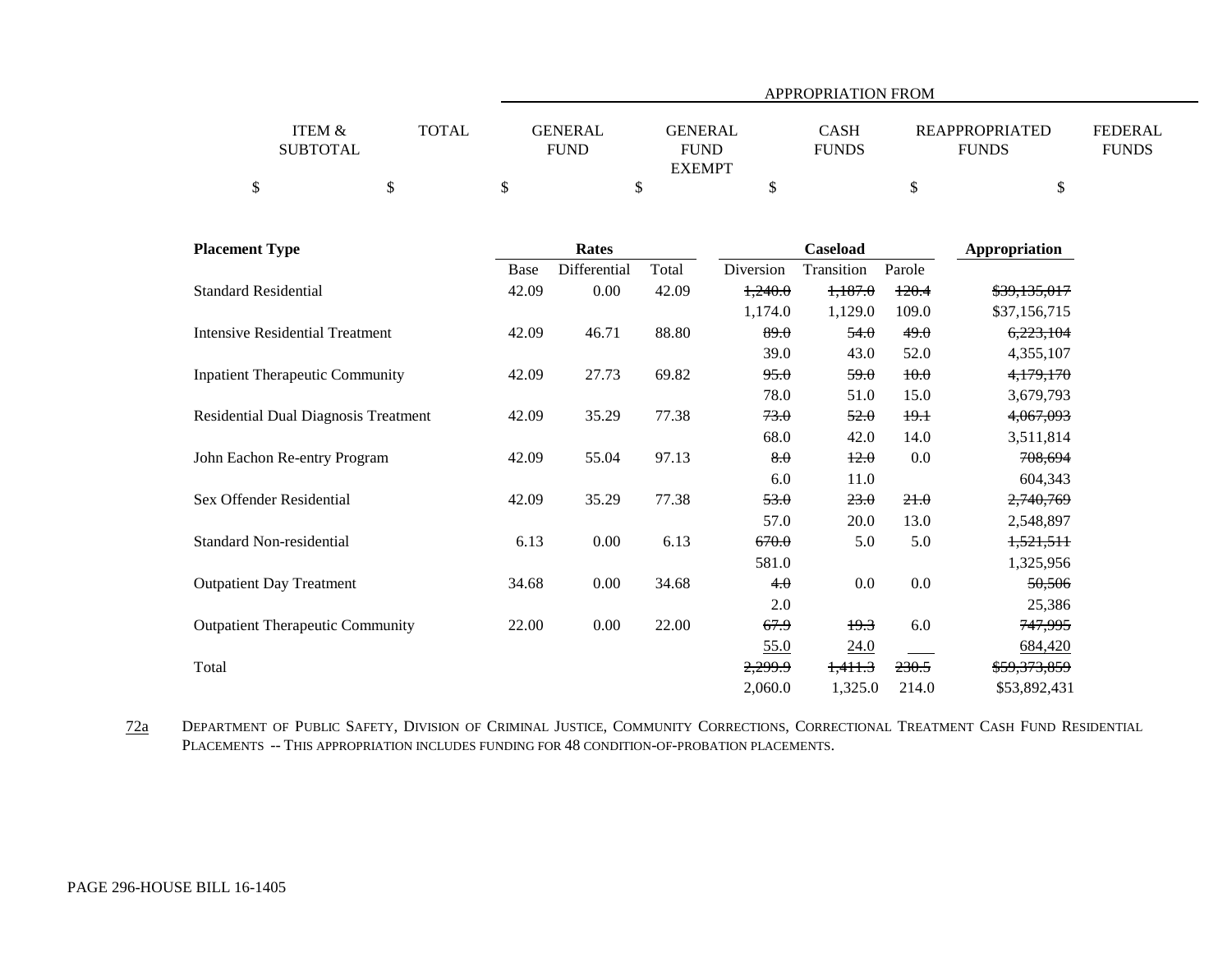| | | | APPROPRIATION FROM | | | | |
|---|---|---|---|---|---|---|---|
| ITEM & SUBTOTAL | TOTAL | GENERAL FUND | GENERAL FUND EXEMPT | CASH FUNDS | REAPPROPRIATED FUNDS | FEDERAL FUNDS |
| $ | $ | $ | $ | $ | $ | $ |

| Placement Type | Rates | | | Caseload | | | Appropriation |
|---|---|---|---|---|---|---|---|
| | Base | Differential | Total | Diversion | Transition | Parole | |
| Standard Residential | 42.09 | 0.00 | 42.09 | ~~1,240.0~~ | ~~1,187.0~~ | ~~120.4~~ | ~~$39,135,017~~ |
| | | | | 1,174.0 | 1,129.0 | 109.0 | $37,156,715 |
| Intensive Residential Treatment | 42.09 | 46.71 | 88.80 | ~~89.0~~ | ~~54.0~~ | ~~49.0~~ | ~~6,223,104~~ |
| | | | | 39.0 | 43.0 | 52.0 | 4,355,107 |
| Inpatient Therapeutic Community | 42.09 | 27.73 | 69.82 | ~~95.0~~ | ~~59.0~~ | ~~10.0~~ | ~~4,179,170~~ |
| | | | | 78.0 | 51.0 | 15.0 | 3,679,793 |
| Residential Dual Diagnosis Treatment | 42.09 | 35.29 | 77.38 | ~~73.0~~ | ~~52.0~~ | ~~19.1~~ | ~~4,067,093~~ |
| | | | | 68.0 | 42.0 | 14.0 | 3,511,814 |
| John Eachon Re-entry Program | 42.09 | 55.04 | 97.13 | ~~8.0~~ | ~~12.0~~ | 0.0 | ~~708,694~~ |
| | | | | 6.0 | 11.0 | | 604,343 |
| Sex Offender Residential | 42.09 | 35.29 | 77.38 | ~~53.0~~ | ~~23.0~~ | ~~21.0~~ | ~~2,740,769~~ |
| | | | | 57.0 | 20.0 | 13.0 | 2,548,897 |
| Standard Non-residential | 6.13 | 0.00 | 6.13 | ~~670.0~~ | 5.0 | 5.0 | ~~1,521,511~~ |
| | | | | 581.0 | | | 1,325,956 |
| Outpatient Day Treatment | 34.68 | 0.00 | 34.68 | ~~4.0~~ | 0.0 | 0.0 | ~~50,506~~ |
| | | | | 2.0 | | | 25,386 |
| Outpatient Therapeutic Community | 22.00 | 0.00 | 22.00 | ~~67.9~~ | ~~19.3~~ | 6.0 | ~~747,995~~ |
| | | | | 55.0 | 24.0 | | 684,420 |
| Total | | | | ~~2,299.9~~ | ~~1,411.3~~ | ~~230.5~~ | ~~$59,373,859~~ |
| | | | | 2,060.0 | 1,325.0 | 214.0 | $53,892,431 |

72a DEPARTMENT OF PUBLIC SAFETY, DIVISION OF CRIMINAL JUSTICE, COMMUNITY CORRECTIONS, CORRECTIONAL TREATMENT CASH FUND RESIDENTIAL PLACEMENTS -- THIS APPROPRIATION INCLUDES FUNDING FOR 48 CONDITION-OF-PROBATION PLACEMENTS.

PAGE 296-HOUSE BILL 16-1405